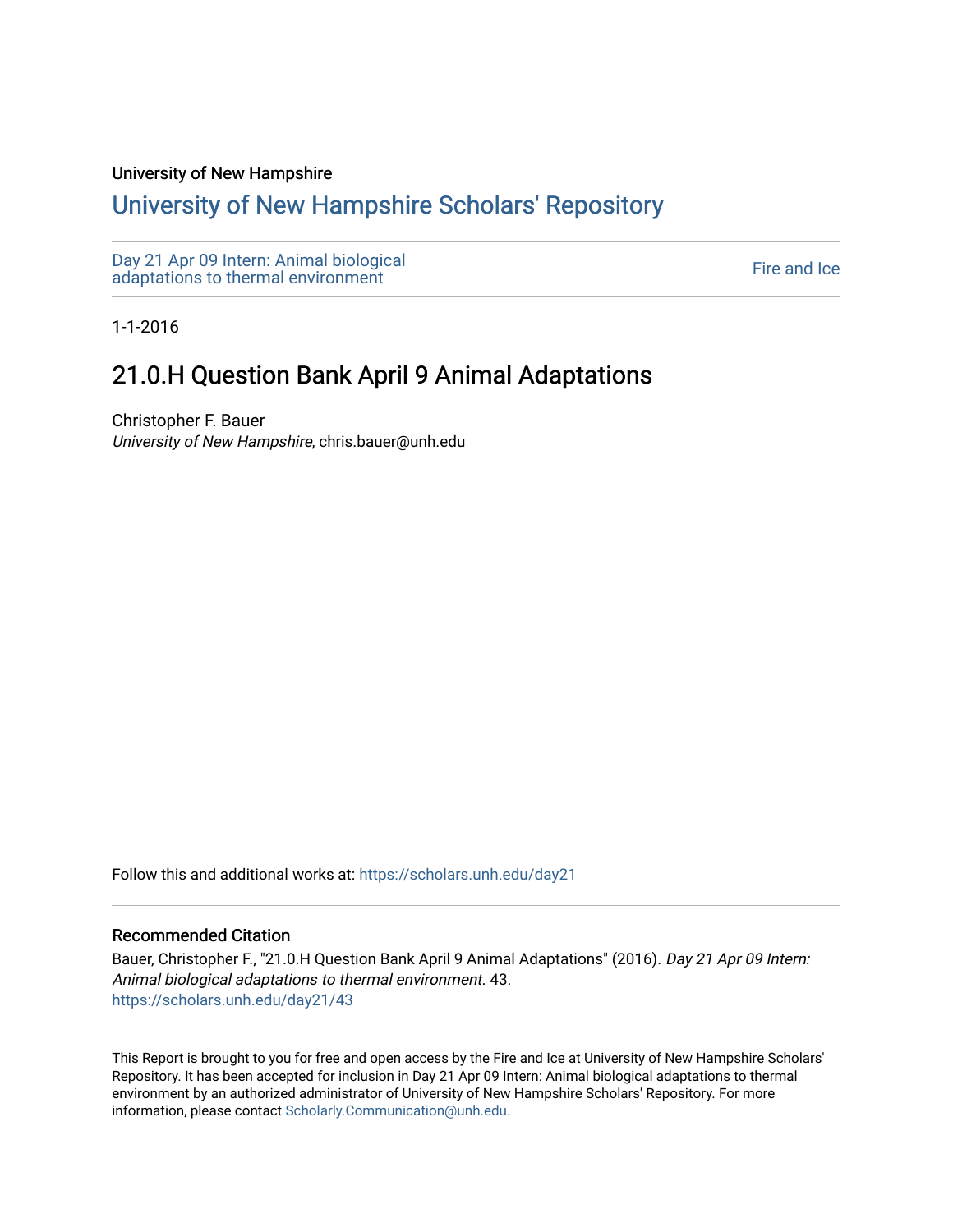University of New Hampshire

# University of New Hampshire Scholars' Repository

Day 21 Apr 09 Intern: Animal biological adaptations to thermal environment

Fire and Ice

1-1-2016

## 21.0.H Question Bank April 9 Animal Adaptations

Christopher F. Bauer
*University of New Hampshire*, chris.bauer@unh.edu

Follow this and additional works at: https://scholars.unh.edu/day21

### Recommended Citation

Bauer, Christopher F., "21.0.H Question Bank April 9 Animal Adaptations" (2016). *Day 21 Apr 09 Intern: Animal biological adaptations to thermal environment*. 43.
https://scholars.unh.edu/day21/43

This Report is brought to you for free and open access by the Fire and Ice at University of New Hampshire Scholars' Repository. It has been accepted for inclusion in Day 21 Apr 09 Intern: Animal biological adaptations to thermal environment by an authorized administrator of University of New Hampshire Scholars' Repository. For more information, please contact Scholarly.Communication@unh.edu.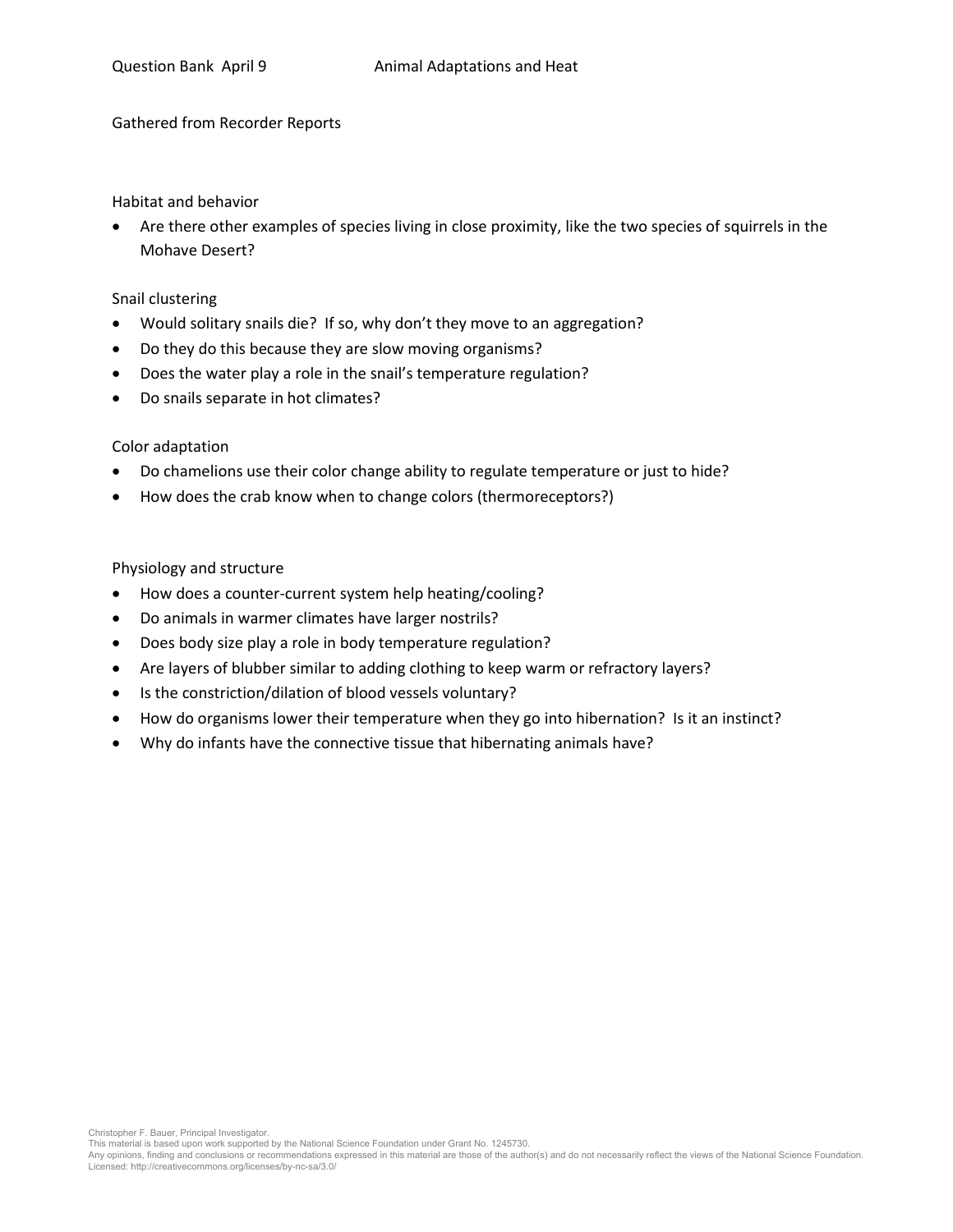Question Bank April 9 Animal Adaptations and Heat

Gathered from Recorder Reports

Habitat and behavior

- Are there other examples of species living in close proximity, like the two species of squirrels in the Mohave Desert?

Snail clustering

- Would solitary snails die? If so, why don't they move to an aggregation?
- Do they do this because they are slow moving organisms?
- Does the water play a role in the snail's temperature regulation?
- Do snails separate in hot climates?

Color adaptation

- Do chamelions use their color change ability to regulate temperature or just to hide?
- How does the crab know when to change colors (thermoreceptors?)

Physiology and structure

- How does a counter-current system help heating/cooling?
- Do animals in warmer climates have larger nostrils?
- Does body size play a role in body temperature regulation?
- Are layers of blubber similar to adding clothing to keep warm or refractory layers?
- Is the constriction/dilation of blood vessels voluntary?
- How do organisms lower their temperature when they go into hibernation? Is it an instinct?
- Why do infants have the connective tissue that hibernating animals have?

Christopher F. Bauer, Principal Investigator.
This material is based upon work supported by the National Science Foundation under Grant No. 1245730.
Any opinions, finding and conclusions or recommendations expressed in this material are those of the author(s) and do not necessarily reflect the views of the National Science Foundation.
Licensed: http://creativecommons.org/licenses/by-nc-sa/3.0/